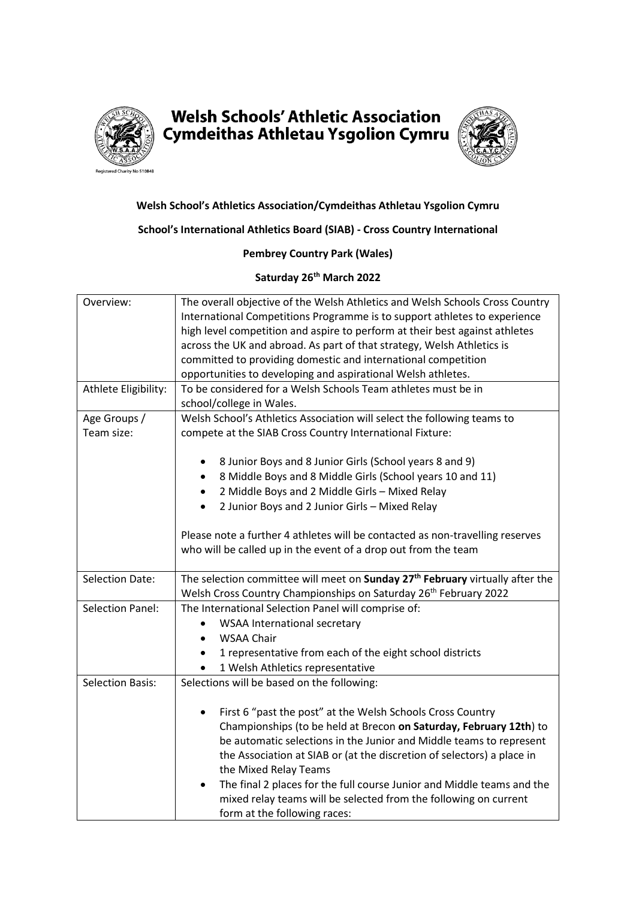# Welsh Schools' Athletic Association
# Cymdeithas Athletau Ysgolion Cymru

Registered Charity No 510848

**Welsh School's Athletics Association/Cymdeithas Athletau Ysgolion Cymru**

**School's International Athletics Board (SIAB) - Cross Country International**

**Pembrey Country Park (Wales)**

**Saturday 26th March 2022**

| | |
|---|---|
| Overview: | The overall objective of the Welsh Athletics and Welsh Schools Cross Country International Competitions Programme is to support athletes to experience high level competition and aspire to perform at their best against athletes across the UK and abroad. As part of that strategy, Welsh Athletics is committed to providing domestic and international competition opportunities to developing and aspirational Welsh athletes. |
| Athlete Eligibility: | To be considered for a Welsh Schools Team athletes must be in school/college in Wales. |
| Age Groups / Team size: | Welsh School's Athletics Association will select the following teams to compete at the SIAB Cross Country International Fixture:<br><br>• 8 Junior Boys and 8 Junior Girls (School years 8 and 9)<br>• 8 Middle Boys and 8 Middle Girls (School years 10 and 11)<br>• 2 Middle Boys and 2 Middle Girls – Mixed Relay<br>• 2 Junior Boys and 2 Junior Girls – Mixed Relay<br><br>Please note a further 4 athletes will be contacted as non-travelling reserves who will be called up in the event of a drop out from the team |
| Selection Date: | The selection committee will meet on **Sunday 27th February** virtually after the Welsh Cross Country Championships on Saturday 26th February 2022 |
| Selection Panel: | The International Selection Panel will comprise of:<br>• WSAA International secretary<br>• WSAA Chair<br>• 1 representative from each of the eight school districts<br>• 1 Welsh Athletics representative |
| Selection Basis: | Selections will be based on the following:<br><br>• First 6 "past the post" at the Welsh Schools Cross Country Championships (to be held at Brecon **on Saturday, February 12th**) to be automatic selections in the Junior and Middle teams to represent the Association at SIAB or (at the discretion of selectors) a place in the Mixed Relay Teams<br>• The final 2 places for the full course Junior and Middle teams and the mixed relay teams will be selected from the following on current form at the following races: |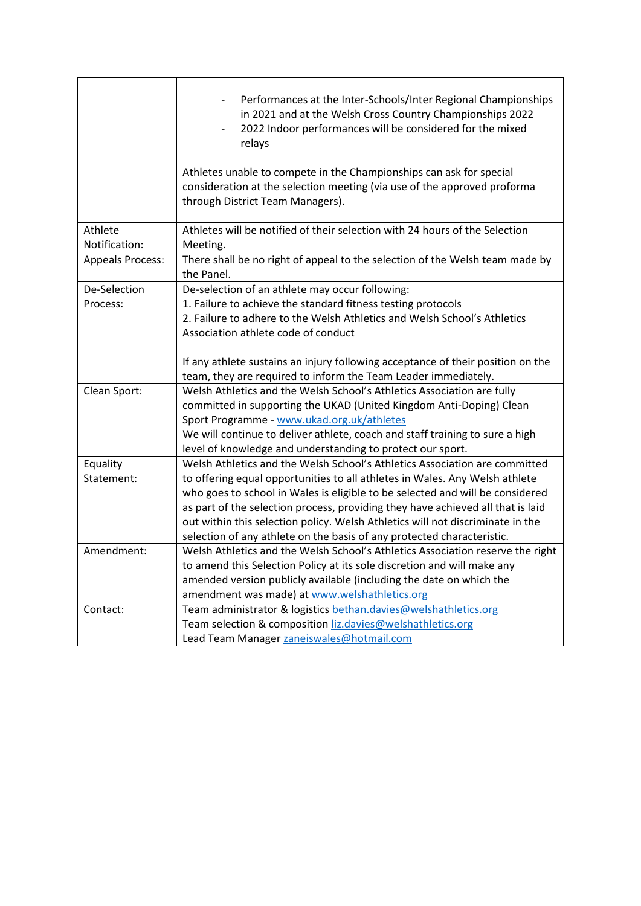| | |
|---|---|
| | - Performances at the Inter-Schools/Inter Regional Championships in 2021 and at the Welsh Cross Country Championships 2022<br>- 2022 Indoor performances will be considered for the mixed relays<br><br>Athletes unable to compete in the Championships can ask for special consideration at the selection meeting (via use of the approved proforma through District Team Managers). |
| Athlete Notification: | Athletes will be notified of their selection with 24 hours of the Selection Meeting. |
| Appeals Process: | There shall be no right of appeal to the selection of the Welsh team made by the Panel. |
| De-Selection Process: | De-selection of an athlete may occur following:<br>1. Failure to achieve the standard fitness testing protocols<br>2. Failure to adhere to the Welsh Athletics and Welsh School's Athletics Association athlete code of conduct<br><br>If any athlete sustains an injury following acceptance of their position on the team, they are required to inform the Team Leader immediately. |
| Clean Sport: | Welsh Athletics and the Welsh School's Athletics Association are fully committed in supporting the UKAD (United Kingdom Anti-Doping) Clean Sport Programme - www.ukad.org.uk/athletes<br>We will continue to deliver athlete, coach and staff training to sure a high level of knowledge and understanding to protect our sport. |
| Equality Statement: | Welsh Athletics and the Welsh School's Athletics Association are committed to offering equal opportunities to all athletes in Wales. Any Welsh athlete who goes to school in Wales is eligible to be selected and will be considered as part of the selection process, providing they have achieved all that is laid out within this selection policy. Welsh Athletics will not discriminate in the selection of any athlete on the basis of any protected characteristic. |
| Amendment: | Welsh Athletics and the Welsh School's Athletics Association reserve the right to amend this Selection Policy at its sole discretion and will make any amended version publicly available (including the date on which the amendment was made) at www.welshathletics.org |
| Contact: | Team administrator & logistics bethan.davies@welshathletics.org<br>Team selection & composition liz.davies@welshathletics.org<br>Lead Team Manager zaneiswales@hotmail.com |